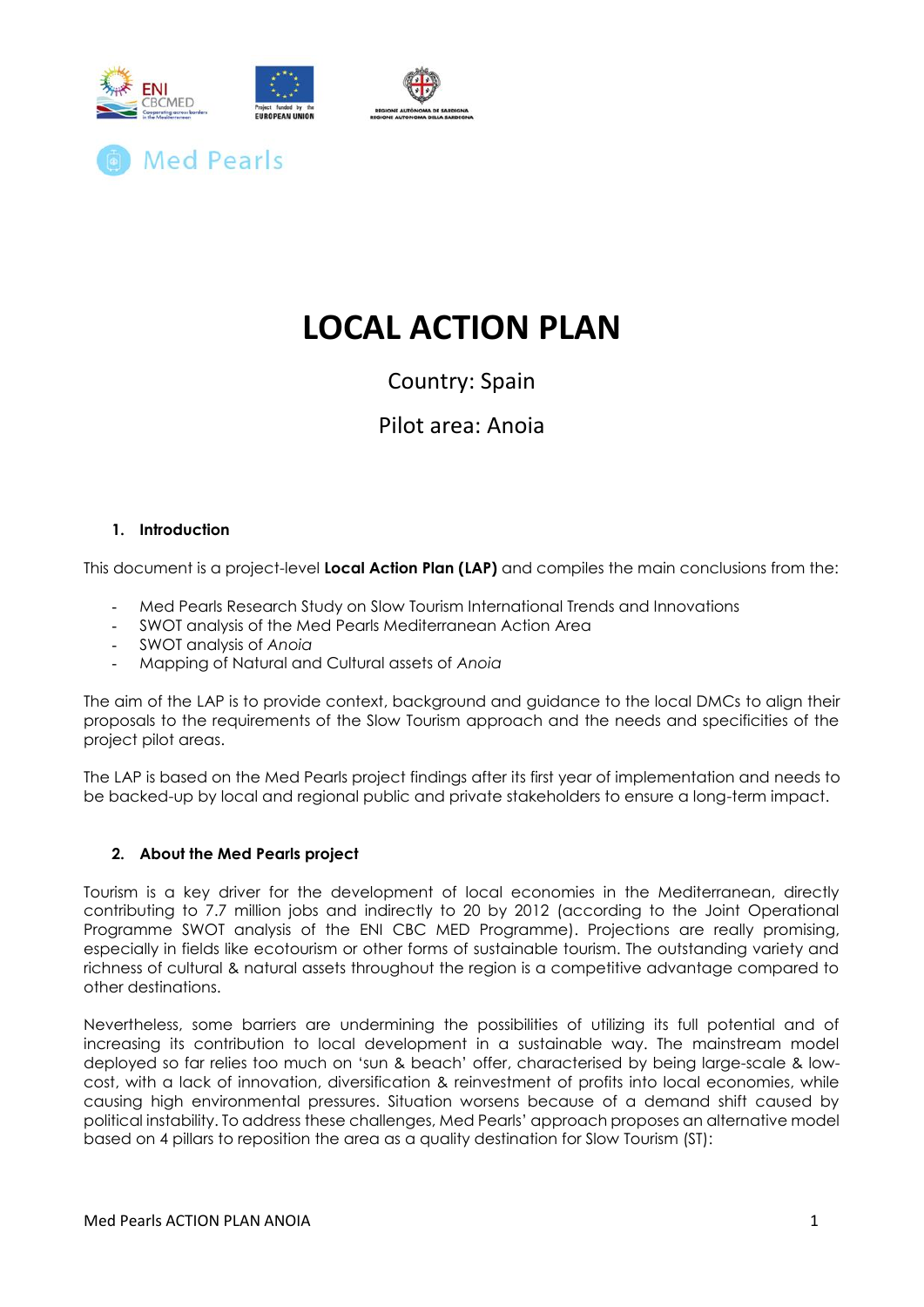Med Pearls

# LOCAL ACTION PLAN

Country: Spain

Pilot area: Anoia

## 1. Introduction

This document is a project-level **Local Action Plan (LAP)** and compiles the main conclusions from the:

- Med Pearls Research Study on Slow Tourism International Trends and Innovations
- SWOT analysis of the Med Pearls Mediterranean Action Area
- SWOT analysis of *Anoia*
- Mapping of Natural and Cultural assets of *Anoia*

The aim of the LAP is to provide context, background and guidance to the local DMCs to align their proposals to the requirements of the Slow Tourism approach and the needs and specificities of the project pilot areas.

The LAP is based on the Med Pearls project findings after its first year of implementation and needs to be backed-up by local and regional public and private stakeholders to ensure a long-term impact.

## 2. About the Med Pearls project

Tourism is a key driver for the development of local economies in the Mediterranean, directly contributing to 7.7 million jobs and indirectly to 20 by 2012 (according to the Joint Operational Programme SWOT analysis of the ENI CBC MED Programme). Projections are really promising, especially in fields like ecotourism or other forms of sustainable tourism. The outstanding variety and richness of cultural & natural assets throughout the region is a competitive advantage compared to other destinations.

Nevertheless, some barriers are undermining the possibilities of utilizing its full potential and of increasing its contribution to local development in a sustainable way. The mainstream model deployed so far relies too much on 'sun & beach' offer, characterised by being large-scale & low-cost, with a lack of innovation, diversification & reinvestment of profits into local economies, while causing high environmental pressures. Situation worsens because of a demand shift caused by political instability. To address these challenges, Med Pearls' approach proposes an alternative model based on 4 pillars to reposition the area as a quality destination for Slow Tourism (ST):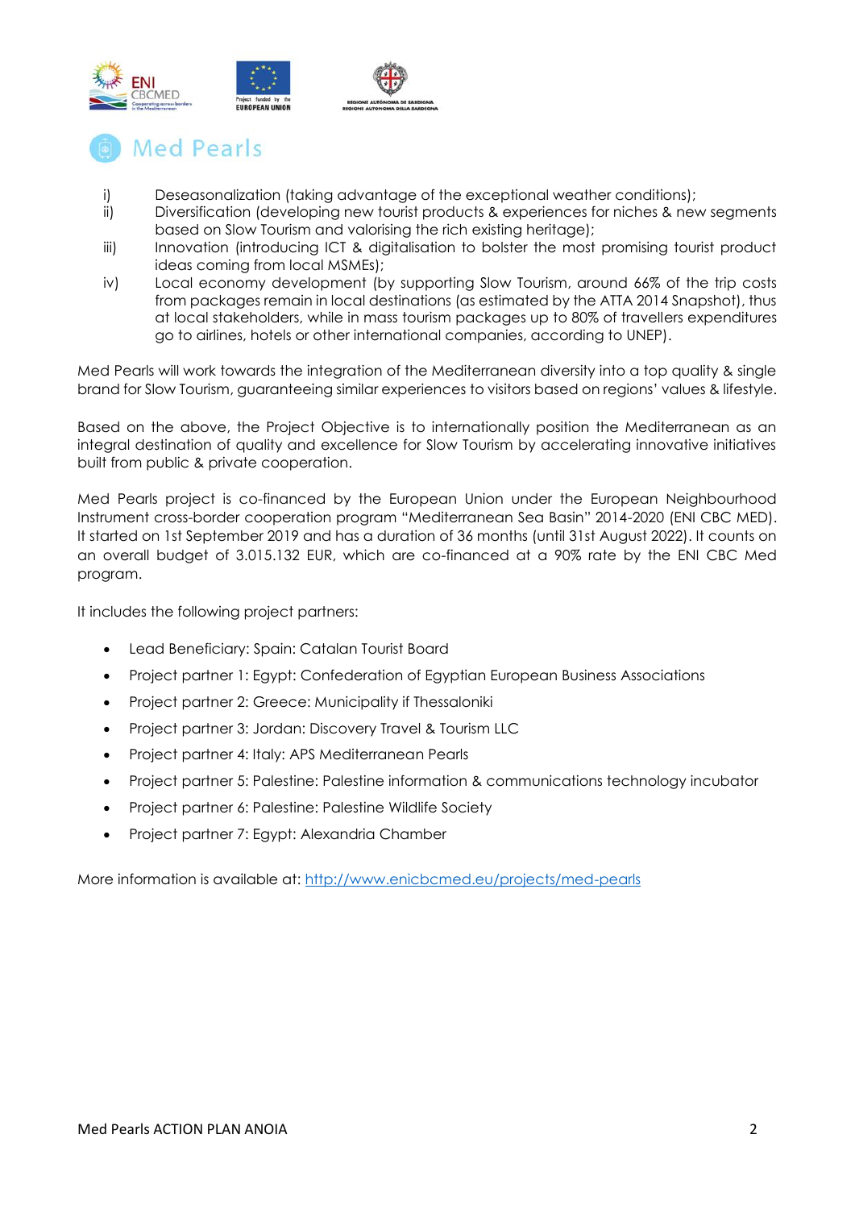# Med Pearls

i) Deseasonalization (taking advantage of the exceptional weather conditions);
ii) Diversification (developing new tourist products & experiences for niches & new segments based on Slow Tourism and valorising the rich existing heritage);
iii) Innovation (introducing ICT & digitalisation to bolster the most promising tourist product ideas coming from local MSMEs);
iv) Local economy development (by supporting Slow Tourism, around 66% of the trip costs from packages remain in local destinations (as estimated by the ATTA 2014 Snapshot), thus at local stakeholders, while in mass tourism packages up to 80% of travellers expenditures go to airlines, hotels or other international companies, according to UNEP).

Med Pearls will work towards the integration of the Mediterranean diversity into a top quality & single brand for Slow Tourism, guaranteeing similar experiences to visitors based on regions' values & lifestyle.

Based on the above, the Project Objective is to internationally position the Mediterranean as an integral destination of quality and excellence for Slow Tourism by accelerating innovative initiatives built from public & private cooperation.

Med Pearls project is co-financed by the European Union under the European Neighbourhood Instrument cross-border cooperation program "Mediterranean Sea Basin" 2014-2020 (ENI CBC MED). It started on 1st September 2019 and has a duration of 36 months (until 31st August 2022). It counts on an overall budget of 3.015.132 EUR, which are co-financed at a 90% rate by the ENI CBC Med program.

It includes the following project partners:

- Lead Beneficiary: Spain: Catalan Tourist Board
- Project partner 1: Egypt: Confederation of Egyptian European Business Associations
- Project partner 2: Greece: Municipality if Thessaloniki
- Project partner 3: Jordan: Discovery Travel & Tourism LLC
- Project partner 4: Italy: APS Mediterranean Pearls
- Project partner 5: Palestine: Palestine information & communications technology incubator
- Project partner 6: Palestine: Palestine Wildlife Society
- Project partner 7: Egypt: Alexandria Chamber

More information is available at: [http://www.enicbcmed.eu/projects/med-pearls](http://www.enicbcmed.eu/projects/med-pearls)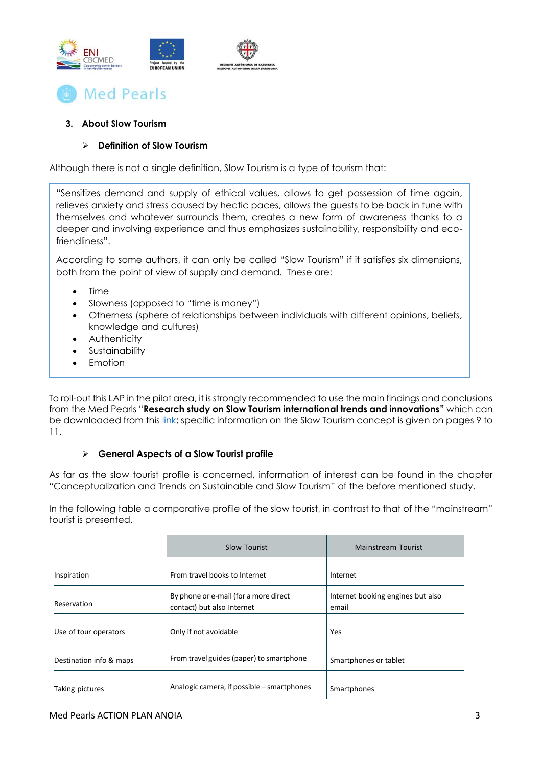## 3. About Slow Tourism

### ➢ Definition of Slow Tourism

Although there is not a single definition, Slow Tourism is a type of tourism that:

"Sensitizes demand and supply of ethical values, allows to get possession of time again, relieves anxiety and stress caused by hectic paces, allows the guests to be back in tune with themselves and whatever surrounds them, creates a new form of awareness thanks to a deeper and involving experience and thus emphasizes sustainability, responsibility and eco-friendliness".

According to some authors, it can only be called "Slow Tourism" if it satisfies six dimensions, both from the point of view of supply and demand. These are:

- Time
- Slowness (opposed to "time is money")
- Otherness (sphere of relationships between individuals with different opinions, beliefs, knowledge and cultures)
- Authenticity
- Sustainability
- Emotion

To roll-out this LAP in the pilot area, it is strongly recommended to use the main findings and conclusions from the Med Pearls "**Research study on Slow Tourism international trends and innovations"** which can be downloaded from this link; specific information on the Slow Tourism concept is given on pages 9 to 11.

### ➢ General Aspects of a Slow Tourist profile

As far as the slow tourist profile is concerned, information of interest can be found in the chapter "Conceptualization and Trends on Sustainable and Slow Tourism" of the before mentioned study.

In the following table a comparative profile of the slow tourist, in contrast to that of the "mainstream" tourist is presented.

| | Slow Tourist | Mainstream Tourist |
|---|---|---|
| Inspiration | From travel books to Internet | Internet |
| Reservation | By phone or e-mail (for a more direct contact) but also Internet | Internet booking engines but also email |
| Use of tour operators | Only if not avoidable | Yes |
| Destination info & maps | From travel guides (paper) to smartphone | Smartphones or tablet |
| Taking pictures | Analogic camera, if possible – smartphones | Smartphones |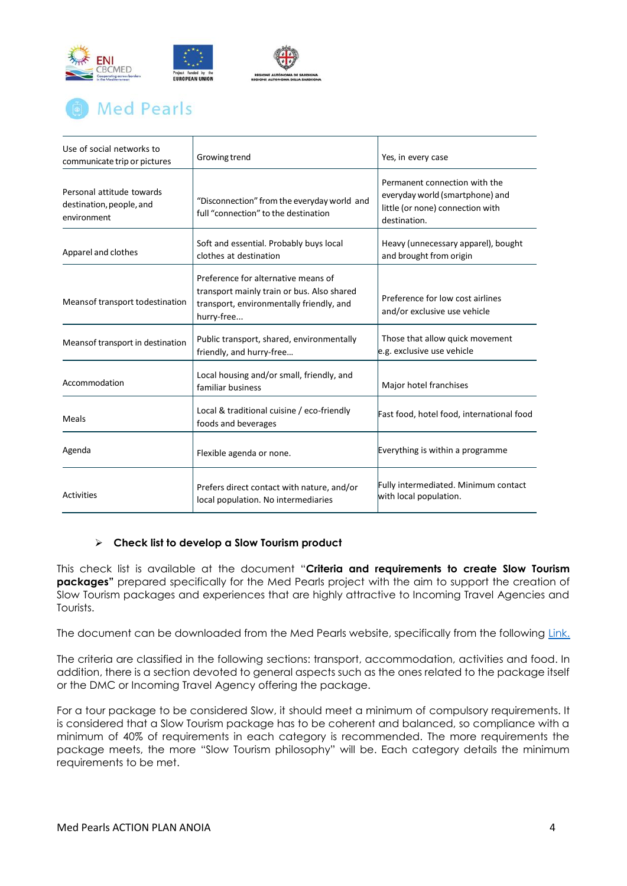| Use of social networks to communicate trip or pictures | Growing trend | Yes, in every case |
|---|---|---|
| Personal attitude towards destination, people, and environment | “Disconnection” from the everyday world and full “connection” to the destination | Permanent connection with the everyday world (smartphone) and little (or none) connection with destination. |
| Apparel and clothes | Soft and essential. Probably buys local clothes at destination | Heavy (unnecessary apparel), bought and brought from origin |
| Meansof transport todestination | Preference for alternative means of transport mainly train or bus. Also shared transport, environmentally friendly, and hurry-free... | Preference for low cost airlines and/or exclusive use vehicle |
| Meansof transport in destination | Public transport, shared, environmentally friendly, and hurry-free… | Those that allow quick movement e.g. exclusive use vehicle |
| Accommodation | Local housing and/or small, friendly, and familiar business | Major hotel franchises |
| Meals | Local & traditional cuisine / eco-friendly foods and beverages | Fast food, hotel food, international food |
| Agenda | Flexible agenda or none. | Everything is within a programme |
| Activities | Prefers direct contact with nature, and/or local population. No intermediaries | Fully intermediated. Minimum contact with local population. |

- **Check list to develop a Slow Tourism product**

This check list is available at the document “**Criteria and requirements to create Slow Tourism packages”** prepared specifically for the Med Pearls project with the aim to support the creation of Slow Tourism packages and experiences that are highly attractive to Incoming Travel Agencies and Tourists.

The document can be downloaded from the Med Pearls website, specifically from the following Link.

The criteria are classified in the following sections: transport, accommodation, activities and food. In addition, there is a section devoted to general aspects such as the ones related to the package itself or the DMC or Incoming Travel Agency offering the package.

For a tour package to be considered Slow, it should meet a minimum of compulsory requirements. It is considered that a Slow Tourism package has to be coherent and balanced, so compliance with a minimum of 40% of requirements in each category is recommended. The more requirements the package meets, the more “Slow Tourism philosophy” will be. Each category details the minimum requirements to be met.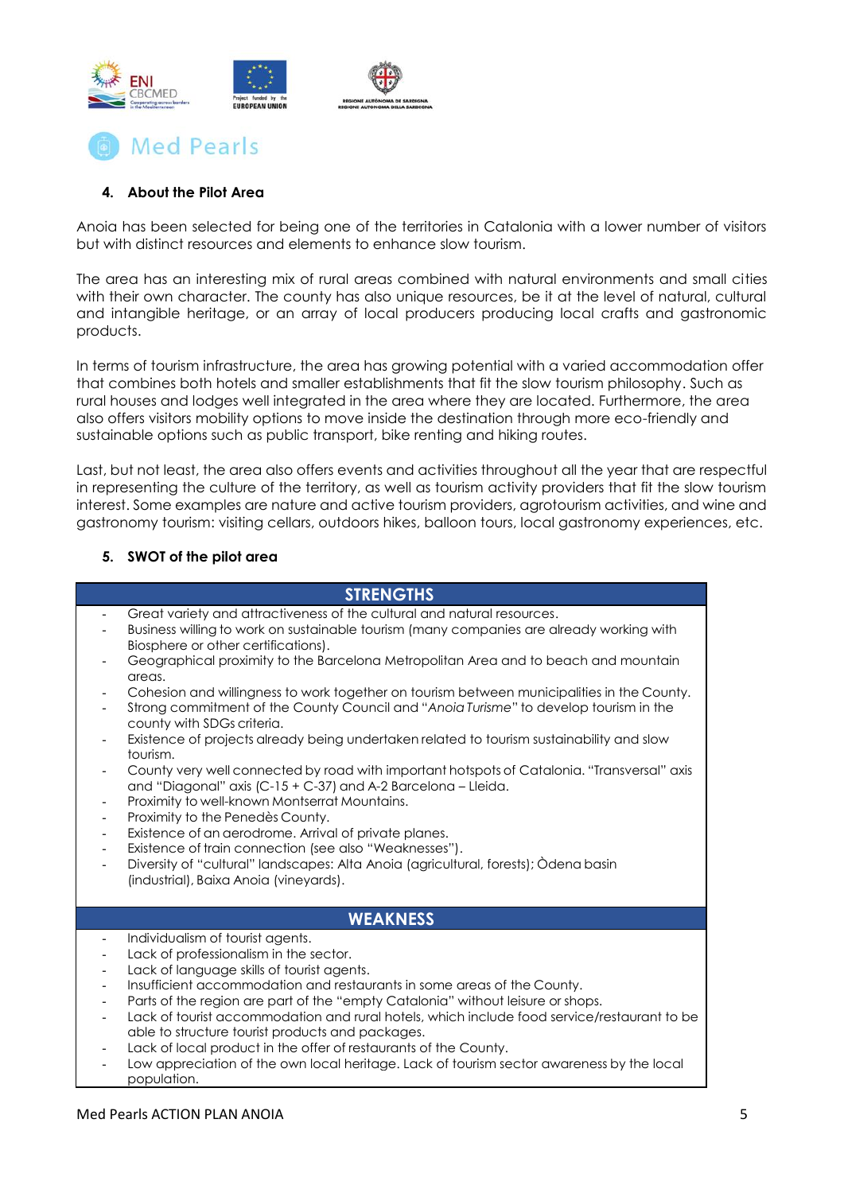## 4. About the Pilot Area

Anoia has been selected for being one of the territories in Catalonia with a lower number of visitors but with distinct resources and elements to enhance slow tourism.

The area has an interesting mix of rural areas combined with natural environments and small cities with their own character. The county has also unique resources, be it at the level of natural, cultural and intangible heritage, or an array of local producers producing local crafts and gastronomic products.

In terms of tourism infrastructure, the area has growing potential with a varied accommodation offer that combines both hotels and smaller establishments that fit the slow tourism philosophy. Such as rural houses and lodges well integrated in the area where they are located. Furthermore, the area also offers visitors mobility options to move inside the destination through more eco-friendly and sustainable options such as public transport, bike renting and hiking routes.

Last, but not least, the area also offers events and activities throughout all the year that are respectful in representing the culture of the territory, as well as tourism activity providers that fit the slow tourism interest. Some examples are nature and active tourism providers, agrotourism activities, and wine and gastronomy tourism: visiting cellars, outdoors hikes, balloon tours, local gastronomy experiences, etc.

## 5. SWOT of the pilot area

| STRENGTHS |
|---|
| - Great variety and attractiveness of the cultural and natural resources.<br>- Business willing to work on sustainable tourism (many companies are already working with Biosphere or other certifications).<br>- Geographical proximity to the Barcelona Metropolitan Area and to beach and mountain areas.<br>- Cohesion and willingness to work together on tourism between municipalities in the County.<br>- Strong commitment of the County Council and "*Anoia Turisme*" to develop tourism in the county with SDGs criteria.<br>- Existence of projects already being undertaken related to tourism sustainability and slow tourism.<br>- County very well connected by road with important hotspots of Catalonia. "Transversal" axis and "Diagonal" axis (C-15 + C-37) and A-2 Barcelona – Lleida.<br>- Proximity to well-known Montserrat Mountains.<br>- Proximity to the Penedès County.<br>- Existence of an aerodrome. Arrival of private planes.<br>- Existence of train connection (see also "Weaknesses").<br>- Diversity of "cultural" landscapes: Alta Anoia (agricultural, forests); Òdena basin (industrial), Baixa Anoia (vineyards). |

| WEAKNESS |
|---|
| - Individualism of tourist agents.<br>- Lack of professionalism in the sector.<br>- Lack of language skills of tourist agents.<br>- Insufficient accommodation and restaurants in some areas of the County.<br>- Parts of the region are part of the "empty Catalonia" without leisure or shops.<br>- Lack of tourist accommodation and rural hotels, which include food service/restaurant to be able to structure tourist products and packages.<br>- Lack of local product in the offer of restaurants of the County.<br>- Low appreciation of the own local heritage. Lack of tourism sector awareness by the local population. |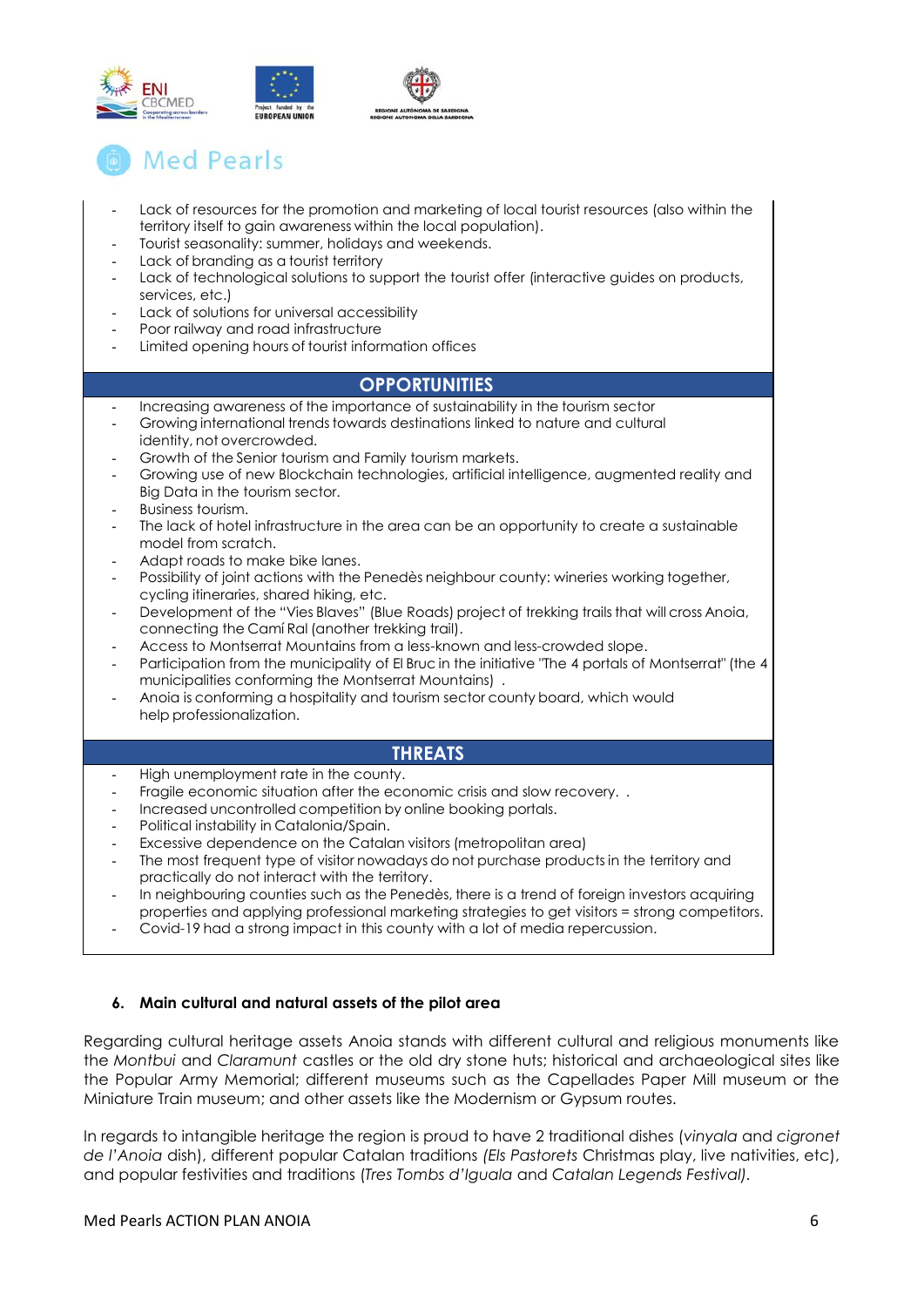- Lack of resources for the promotion and marketing of local tourist resources (also within the territory itself to gain awareness within the local population).
- Tourist seasonality: summer, holidays and weekends.
- Lack of branding as a tourist territory
- Lack of technological solutions to support the tourist offer (interactive guides on products, services, etc.)
- Lack of solutions for universal accessibility
- Poor railway and road infrastructure
- Limited opening hours of tourist information offices

**OPPORTUNITIES**

- Increasing awareness of the importance of sustainability in the tourism sector
- Growing international trends towards destinations linked to nature and cultural identity, not overcrowded.
- Growth of the Senior tourism and Family tourism markets.
- Growing use of new Blockchain technologies, artificial intelligence, augmented reality and Big Data in the tourism sector.
- Business tourism.
- The lack of hotel infrastructure in the area can be an opportunity to create a sustainable model from scratch.
- Adapt roads to make bike lanes.
- Possibility of joint actions with the Penedès neighbour county: wineries working together, cycling itineraries, shared hiking, etc.
- Development of the "Vies Blaves" (Blue Roads) project of trekking trails that will cross Anoia, connecting the Camí Ral (another trekking trail).
- Access to Montserrat Mountains from a less-known and less-crowded slope.
- Participation from the municipality of El Bruc in the initiative "The 4 portals of Montserrat" (the 4 municipalities conforming the Montserrat Mountains) .
- Anoia is conforming a hospitality and tourism sector county board, which would help professionalization.

**THREATS**

- High unemployment rate in the county.
- Fragile economic situation after the economic crisis and slow recovery. .
- Increased uncontrolled competition by online booking portals.
- Political instability in Catalonia/Spain.
- Excessive dependence on the Catalan visitors (metropolitan area)
- The most frequent type of visitor nowadays do not purchase products in the territory and practically do not interact with the territory.
- In neighbouring counties such as the Penedès, there is a trend of foreign investors acquiring properties and applying professional marketing strategies to get visitors = strong competitors.
- Covid-19 had a strong impact in this county with a lot of media repercussion.

## 6. Main cultural and natural assets of the pilot area

Regarding cultural heritage assets Anoia stands with different cultural and religious monuments like the *Montbui* and *Claramunt* castles or the old dry stone huts; historical and archaeological sites like the Popular Army Memorial; different museums such as the Capellades Paper Mill museum or the Miniature Train museum; and other assets like the Modernism or Gypsum routes.

In regards to intangible heritage the region is proud to have 2 traditional dishes (*vinyala* and *cigronet de l'Anoia* dish), different popular Catalan traditions *(Els Pastorets* Christmas play, live nativities, etc), and popular festivities and traditions (*Tres Tombs d'Igualа* and *Catalan Legends Festival)*.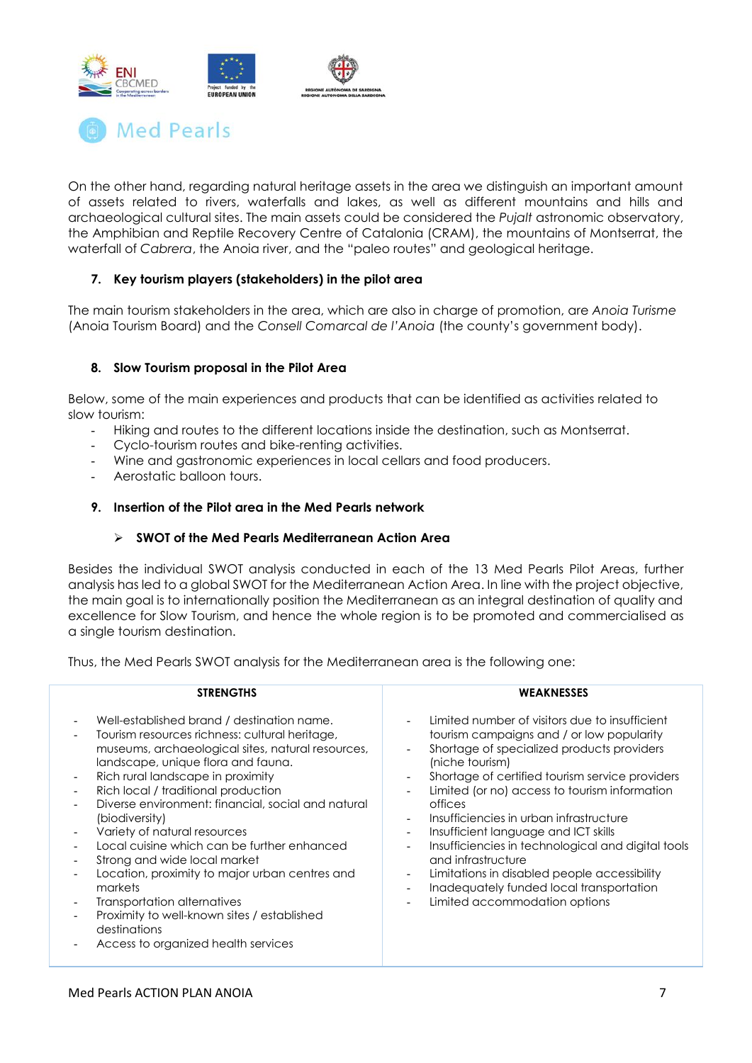On the other hand, regarding natural heritage assets in the area we distinguish an important amount of assets related to rivers, waterfalls and lakes, as well as different mountains and hills and archaeological cultural sites. The main assets could be considered the *Pujalt* astronomic observatory, the Amphibian and Reptile Recovery Centre of Catalonia (CRAM), the mountains of Montserrat, the waterfall of *Cabrera*, the Anoia river, and the "paleo routes" and geological heritage.

### 7. Key tourism players (stakeholders) in the pilot area

The main tourism stakeholders in the area, which are also in charge of promotion, are *Anoia Turisme* (Anoia Tourism Board) and the *Consell Comarcal de l'Anoia* (the county's government body).

### 8. Slow Tourism proposal in the Pilot Area

Below, some of the main experiences and products that can be identified as activities related to slow tourism:

- Hiking and routes to the different locations inside the destination, such as Montserrat.
- Cyclo-tourism routes and bike-renting activities.
- Wine and gastronomic experiences in local cellars and food producers.
- Aerostatic balloon tours.

### 9. Insertion of the Pilot area in the Med Pearls network

#### SWOT of the Med Pearls Mediterranean Action Area

Besides the individual SWOT analysis conducted in each of the 13 Med Pearls Pilot Areas, further analysis has led to a global SWOT for the Mediterranean Action Area. In line with the project objective, the main goal is to internationally position the Mediterranean as an integral destination of quality and excellence for Slow Tourism, and hence the whole region is to be promoted and commercialised as a single tourism destination.

Thus, the Med Pearls SWOT analysis for the Mediterranean area is the following one:

| STRENGTHS | WEAKNESSES |
|---|---|
| - Well-established brand / destination name.<br>- Tourism resources richness: cultural heritage, museums, archaeological sites, natural resources, landscape, unique flora and fauna.<br>- Rich rural landscape in proximity<br>- Rich local / traditional production<br>- Diverse environment: financial, social and natural (biodiversity)<br>- Variety of natural resources<br>- Local cuisine which can be further enhanced<br>- Strong and wide local market<br>- Location, proximity to major urban centres and markets<br>- Transportation alternatives<br>- Proximity to well-known sites / established destinations<br>- Access to organized health services | - Limited number of visitors due to insufficient tourism campaigns and / or low popularity<br>- Shortage of specialized products providers (niche tourism)<br>- Shortage of certified tourism service providers<br>- Limited (or no) access to tourism information offices<br>- Insufficiencies in urban infrastructure<br>- Insufficient language and ICT skills<br>- Insufficiencies in technological and digital tools and infrastructure<br>- Limitations in disabled people accessibility<br>- Inadequately funded local transportation<br>- Limited accommodation options |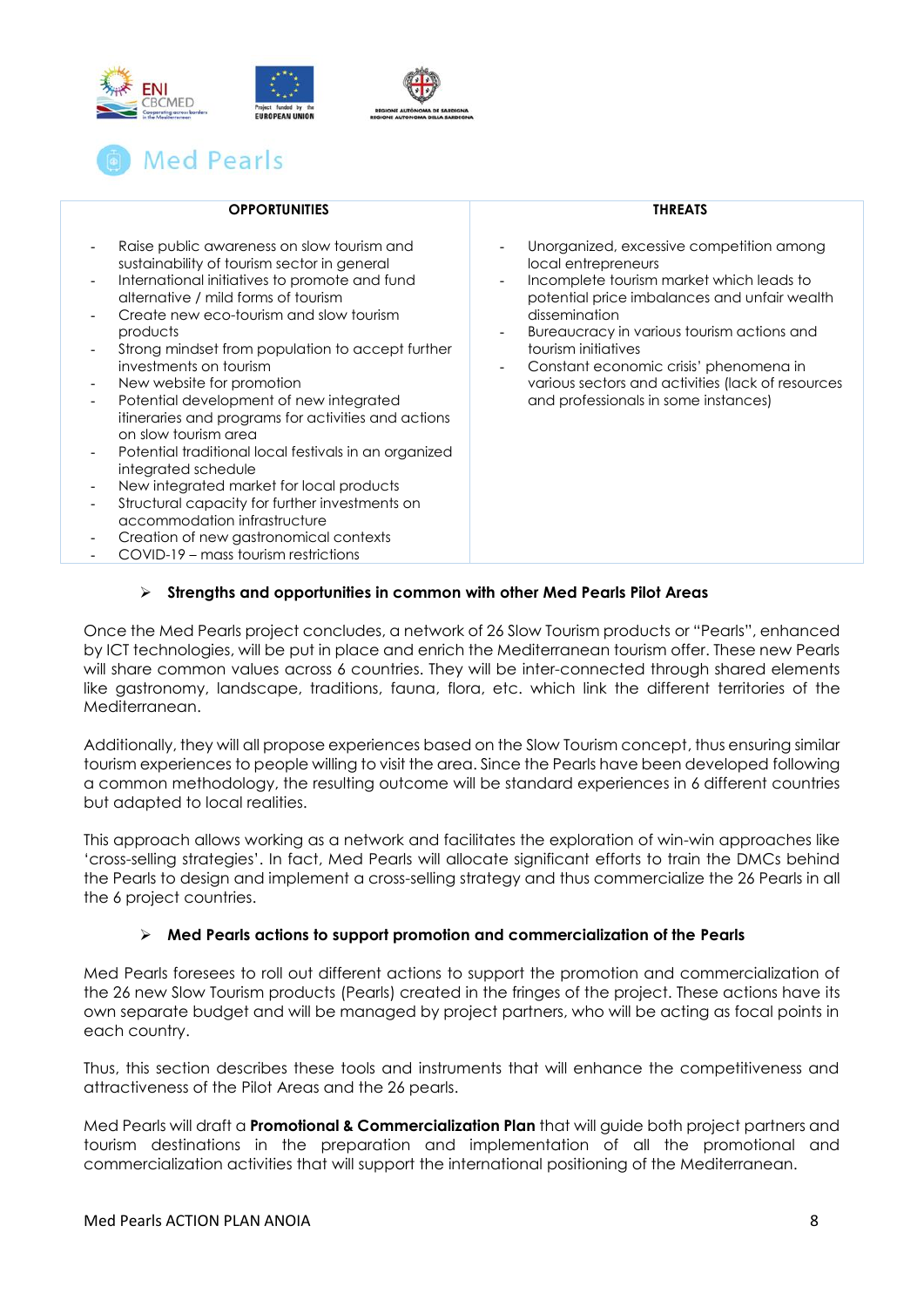| OPPORTUNITIES | THREATS |
|---|---|
| - Raise public awareness on slow tourism and sustainability of tourism sector in general<br>- International initiatives to promote and fund alternative / mild forms of tourism<br>- Create new eco-tourism and slow tourism products<br>- Strong mindset from population to accept further investments on tourism<br>- New website for promotion<br>- Potential development of new integrated itineraries and programs for activities and actions on slow tourism area<br>- Potential traditional local festivals in an organized integrated schedule<br>- New integrated market for local products<br>- Structural capacity for further investments on accommodation infrastructure<br>- Creation of new gastronomical contexts<br>- COVID-19 – mass tourism restrictions | - Unorganized, excessive competition among local entrepreneurs<br>- Incomplete tourism market which leads to potential price imbalances and unfair wealth dissemination<br>- Bureaucracy in various tourism actions and tourism initiatives<br>- Constant economic crisis' phenomena in various sectors and activities (lack of resources and professionals in some instances) |

- **Strengths and opportunities in common with other Med Pearls Pilot Areas**

Once the Med Pearls project concludes, a network of 26 Slow Tourism products or "Pearls", enhanced by ICT technologies, will be put in place and enrich the Mediterranean tourism offer. These new Pearls will share common values across 6 countries. They will be inter-connected through shared elements like gastronomy, landscape, traditions, fauna, flora, etc. which link the different territories of the Mediterranean.

Additionally, they will all propose experiences based on the Slow Tourism concept, thus ensuring similar tourism experiences to people willing to visit the area. Since the Pearls have been developed following a common methodology, the resulting outcome will be standard experiences in 6 different countries but adapted to local realities.

This approach allows working as a network and facilitates the exploration of win-win approaches like 'cross-selling strategies'. In fact, Med Pearls will allocate significant efforts to train the DMCs behind the Pearls to design and implement a cross-selling strategy and thus commercialize the 26 Pearls in all the 6 project countries.

- **Med Pearls actions to support promotion and commercialization of the Pearls**

Med Pearls foresees to roll out different actions to support the promotion and commercialization of the 26 new Slow Tourism products (Pearls) created in the fringes of the project. These actions have its own separate budget and will be managed by project partners, who will be acting as focal points in each country.

Thus, this section describes these tools and instruments that will enhance the competitiveness and attractiveness of the Pilot Areas and the 26 pearls.

Med Pearls will draft a **Promotional & Commercialization Plan** that will guide both project partners and tourism destinations in the preparation and implementation of all the promotional and commercialization activities that will support the international positioning of the Mediterranean.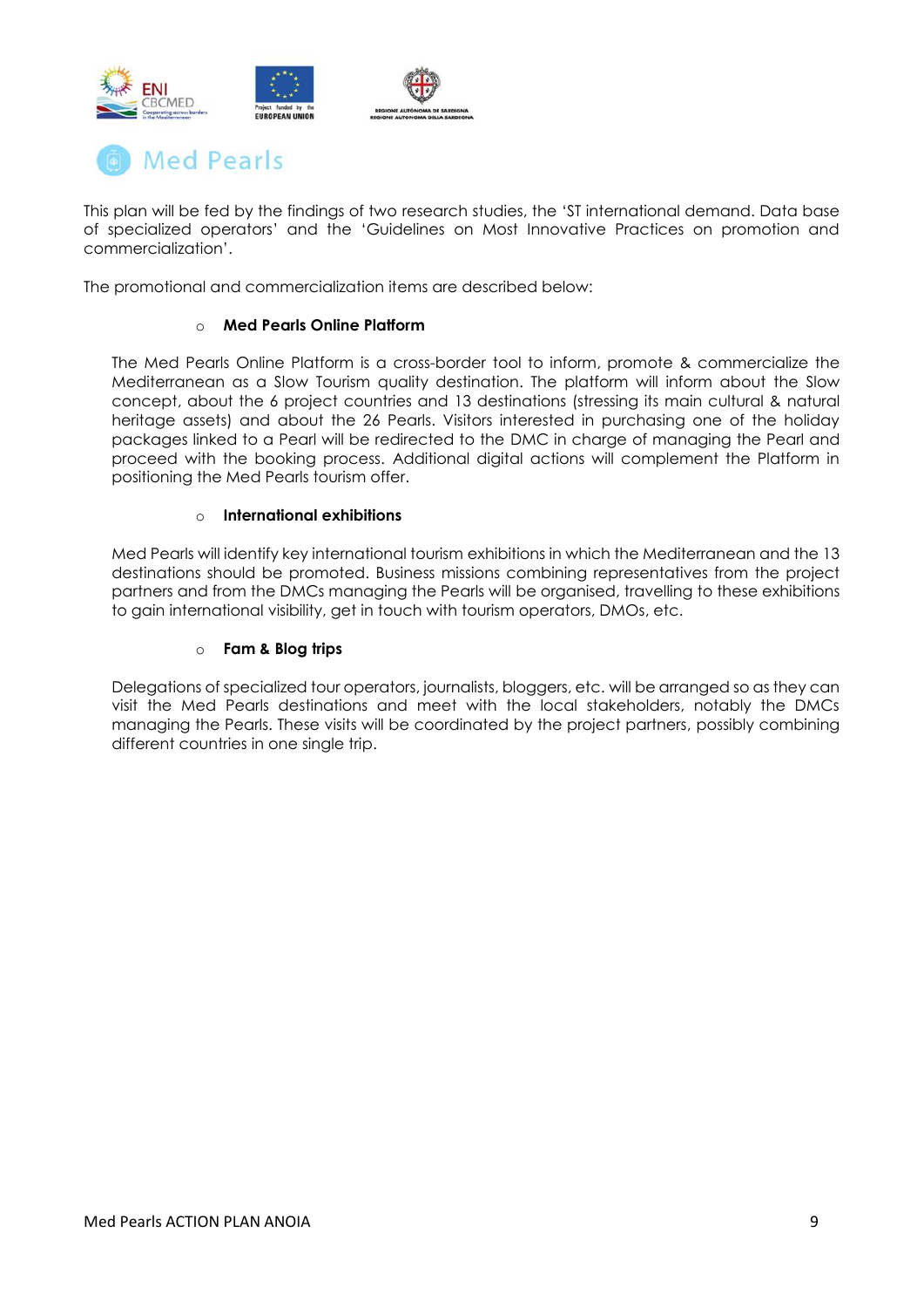This plan will be fed by the findings of two research studies, the 'ST international demand. Data base of specialized operators' and the 'Guidelines on Most Innovative Practices on promotion and commercialization'.

The promotional and commercialization items are described below:

- **Med Pearls Online Platform**

The Med Pearls Online Platform is a cross-border tool to inform, promote & commercialize the Mediterranean as a Slow Tourism quality destination. The platform will inform about the Slow concept, about the 6 project countries and 13 destinations (stressing its main cultural & natural heritage assets) and about the 26 Pearls. Visitors interested in purchasing one of the holiday packages linked to a Pearl will be redirected to the DMC in charge of managing the Pearl and proceed with the booking process. Additional digital actions will complement the Platform in positioning the Med Pearls tourism offer.

- **International exhibitions**

Med Pearls will identify key international tourism exhibitions in which the Mediterranean and the 13 destinations should be promoted. Business missions combining representatives from the project partners and from the DMCs managing the Pearls will be organised, travelling to these exhibitions to gain international visibility, get in touch with tourism operators, DMOs, etc.

- **Fam & Blog trips**

Delegations of specialized tour operators, journalists, bloggers, etc. will be arranged so as they can visit the Med Pearls destinations and meet with the local stakeholders, notably the DMCs managing the Pearls. These visits will be coordinated by the project partners, possibly combining different countries in one single trip.